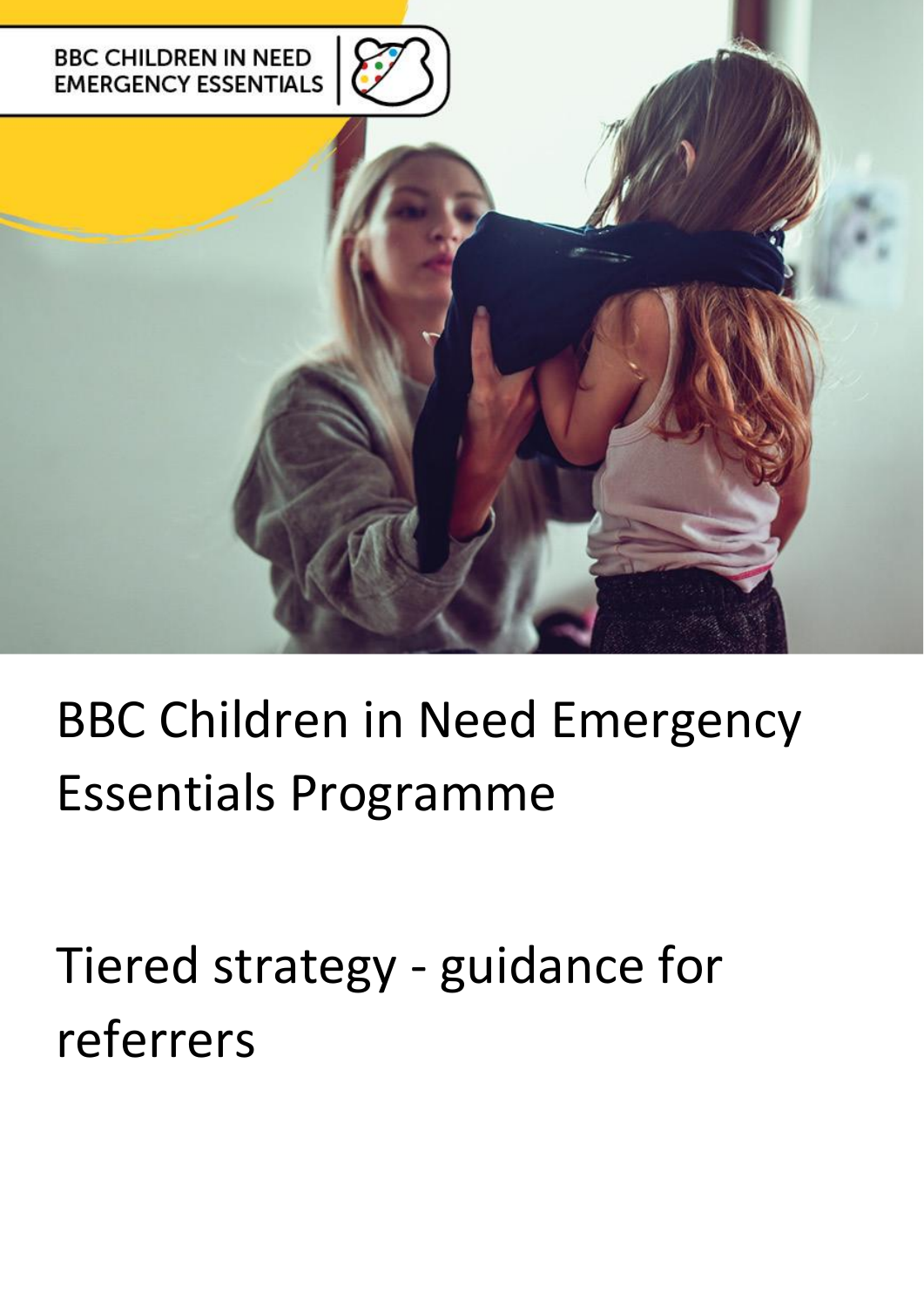BBC CHILDREN IN NEED
EMERGENCY ESSENTIALS

# BBC Children in Need Emergency Essentials Programme

# Tiered strategy - guidance for referrers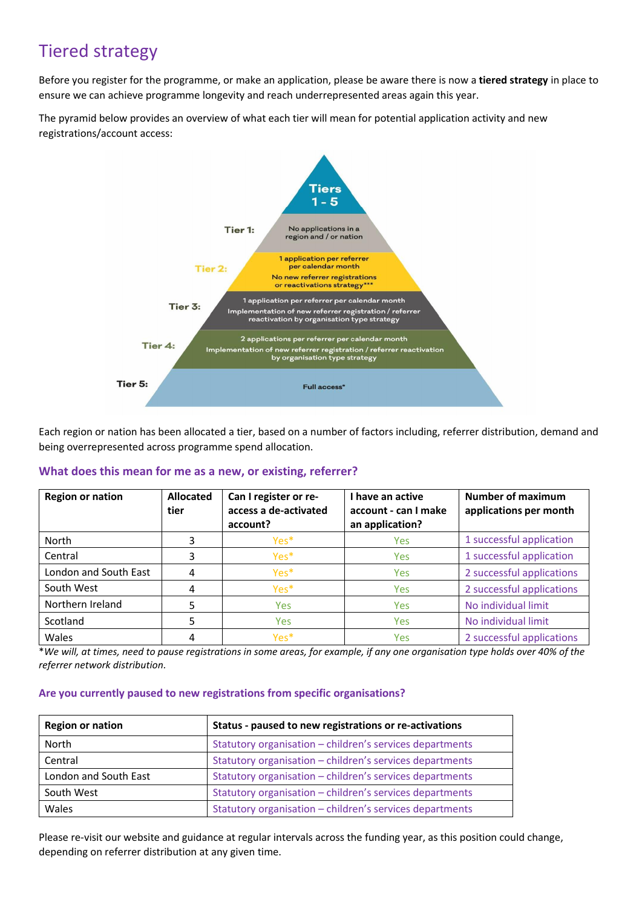## Tiered strategy

Before you register for the programme, or make an application, please be aware there is now a **tiered strategy** in place to ensure we can achieve programme longevity and reach underrepresented areas again this year.

The pyramid below provides an overview of what each tier will mean for potential application activity and new registrations/account access:

Tiers 1 - 5

Tier 1: No applications in a region and / or nation

Tier 2: 1 application per referrer per calendar month
No new referrer registrations or reactivations strategy***

Tier 3: 1 application per referrer per calendar month
Implementation of new referrer registration / referrer reactivation by organisation type strategy

Tier 4: 2 applications per referrer per calendar month
Implementation of new referrer registration / referrer reactivation by organisation type strategy

Tier 5: Full access*

Each region or nation has been allocated a tier, based on a number of factors including, referrer distribution, demand and being overrepresented across programme spend allocation.

### What does this mean for me as a new, or existing, referrer?

| Region or nation | Allocated tier | Can I register or re-access a de-activated account? | I have an active account - can I make an application? | Number of maximum applications per month |
|---|---|---|---|---|
| North | 3 | Yes* | Yes | 1 successful application |
| Central | 3 | Yes* | Yes | 1 successful application |
| London and South East | 4 | Yes* | Yes | 2 successful applications |
| South West | 4 | Yes* | Yes | 2 successful applications |
| Northern Ireland | 5 | Yes | Yes | No individual limit |
| Scotland | 5 | Yes | Yes | No individual limit |
| Wales | 4 | Yes* | Yes | 2 successful applications |

**We will, at times, need to pause registrations in some areas, for example, if any one organisation type holds over 40% of the referrer network distribution.*

### Are you currently paused to new registrations from specific organisations?

| Region or nation | Status - paused to new registrations or re-activations |
|---|---|
| North | Statutory organisation – children's services departments |
| Central | Statutory organisation – children's services departments |
| London and South East | Statutory organisation – children's services departments |
| South West | Statutory organisation – children's services departments |
| Wales | Statutory organisation – children's services departments |

Please re-visit our website and guidance at regular intervals across the funding year, as this position could change, depending on referrer distribution at any given time.